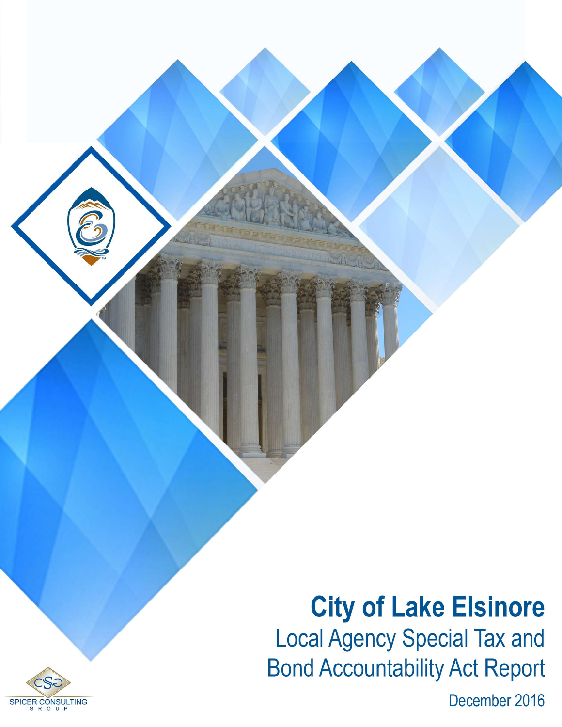# City of Lake Elsinore

## Local Agency Special Tax and Bond Accountability Act Report

December 2016

SPICER CONSULTING GROUP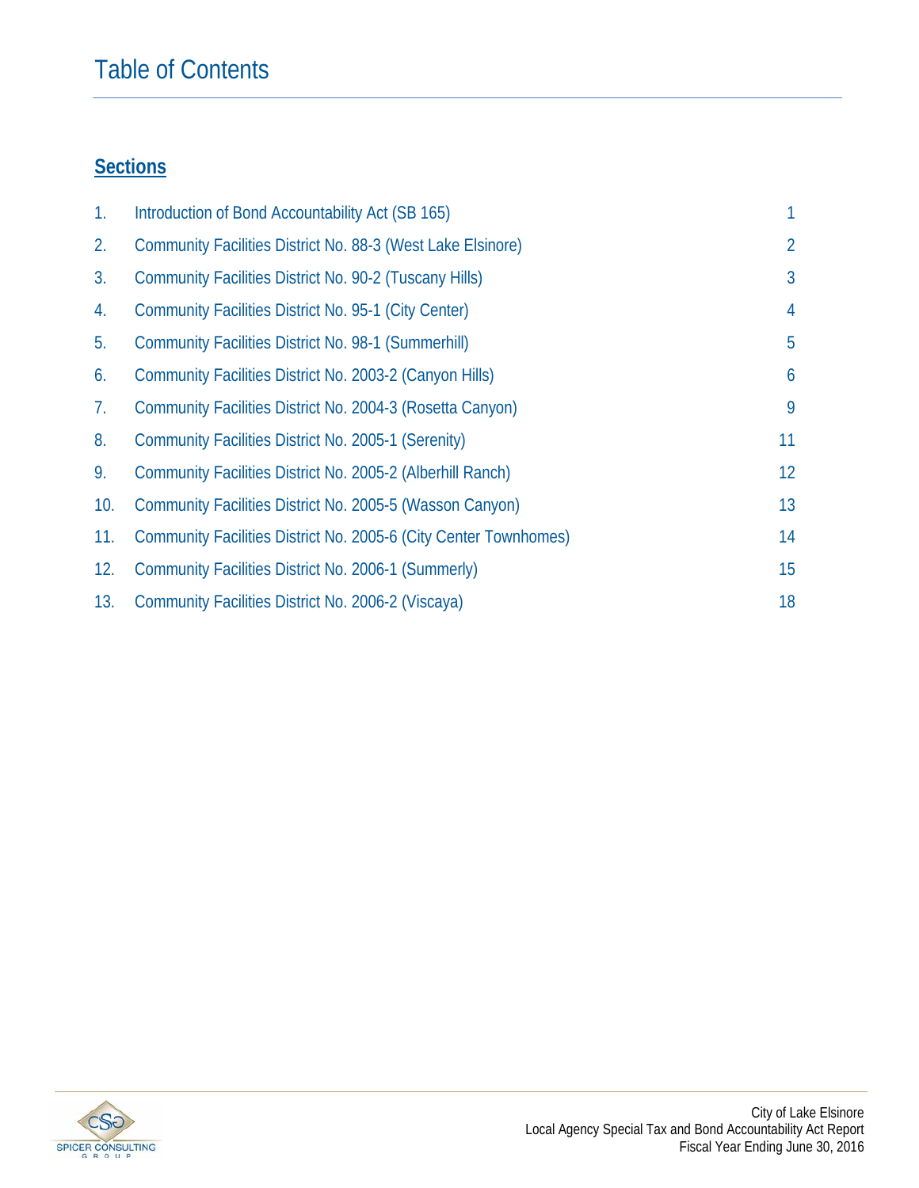# Table of Contents

## Sections

| | | |
|---|---|---|
| 1. | Introduction of Bond Accountability Act (SB 165) | 1 |
| 2. | Community Facilities District No. 88-3 (West Lake Elsinore) | 2 |
| 3. | Community Facilities District No. 90-2 (Tuscany Hills) | 3 |
| 4. | Community Facilities District No. 95-1 (City Center) | 4 |
| 5. | Community Facilities District No. 98-1 (Summerhill) | 5 |
| 6. | Community Facilities District No. 2003-2 (Canyon Hills) | 6 |
| 7. | Community Facilities District No. 2004-3 (Rosetta Canyon) | 9 |
| 8. | Community Facilities District No. 2005-1 (Serenity) | 11 |
| 9. | Community Facilities District No. 2005-2 (Alberhill Ranch) | 12 |
| 10. | Community Facilities District No. 2005-5 (Wasson Canyon) | 13 |
| 11. | Community Facilities District No. 2005-6 (City Center Townhomes) | 14 |
| 12. | Community Facilities District No. 2006-1 (Summerly) | 15 |
| 13. | Community Facilities District No. 2006-2 (Viscaya) | 18 |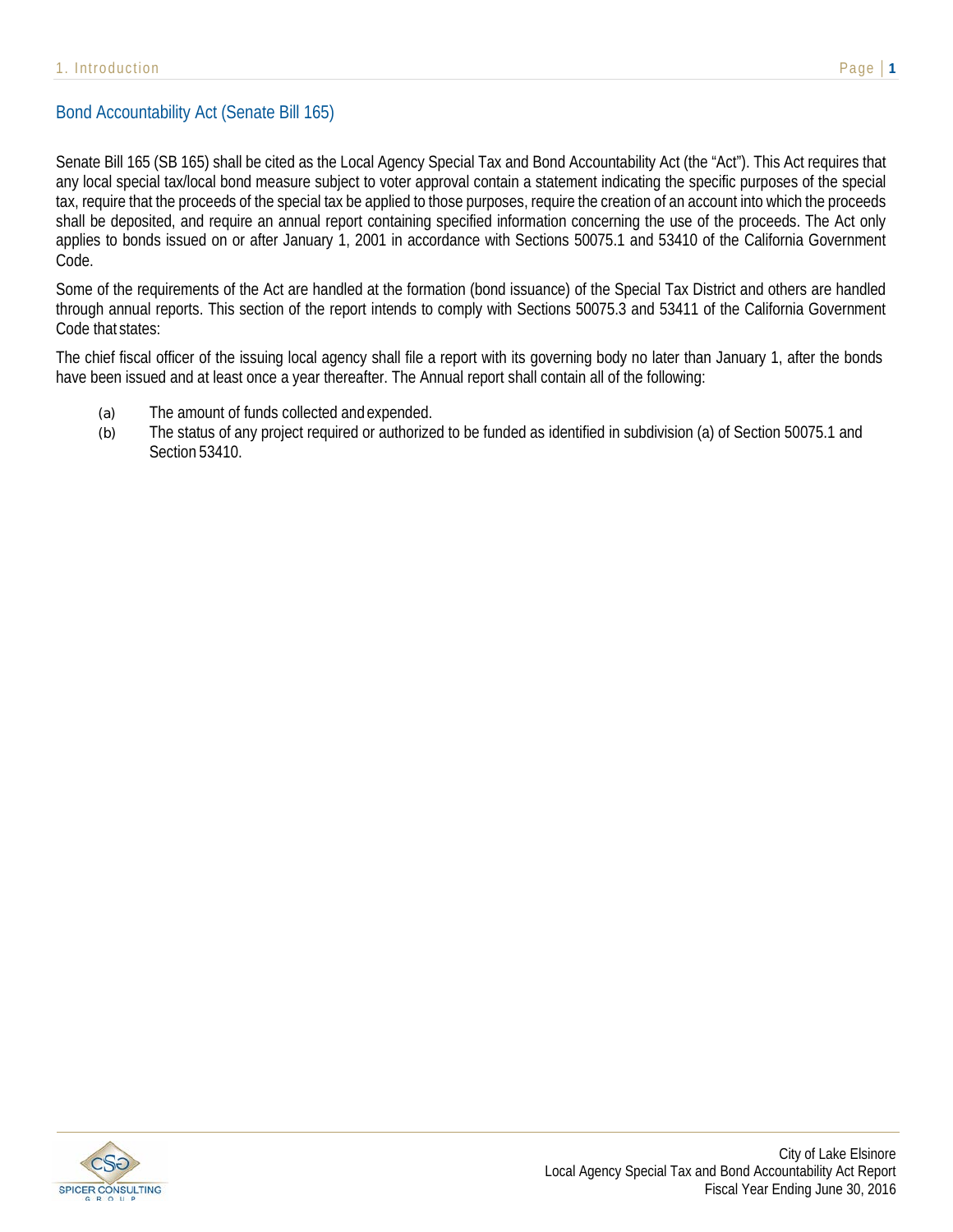## Bond Accountability Act (Senate Bill 165)

Senate Bill 165 (SB 165) shall be cited as the Local Agency Special Tax and Bond Accountability Act (the "Act"). This Act requires that any local special tax/local bond measure subject to voter approval contain a statement indicating the specific purposes of the special tax, require that the proceeds of the special tax be applied to those purposes, require the creation of an account into which the proceeds shall be deposited, and require an annual report containing specified information concerning the use of the proceeds. The Act only applies to bonds issued on or after January 1, 2001 in accordance with Sections 50075.1 and 53410 of the California Government Code.

Some of the requirements of the Act are handled at the formation (bond issuance) of the Special Tax District and others are handled through annual reports. This section of the report intends to comply with Sections 50075.3 and 53411 of the California Government Code that states:

The chief fiscal officer of the issuing local agency shall file a report with its governing body no later than January 1, after the bonds have been issued and at least once a year thereafter. The Annual report shall contain all of the following:

(a) The amount of funds collected and expended.

(b) The status of any project required or authorized to be funded as identified in subdivision (a) of Section 50075.1 and Section 53410.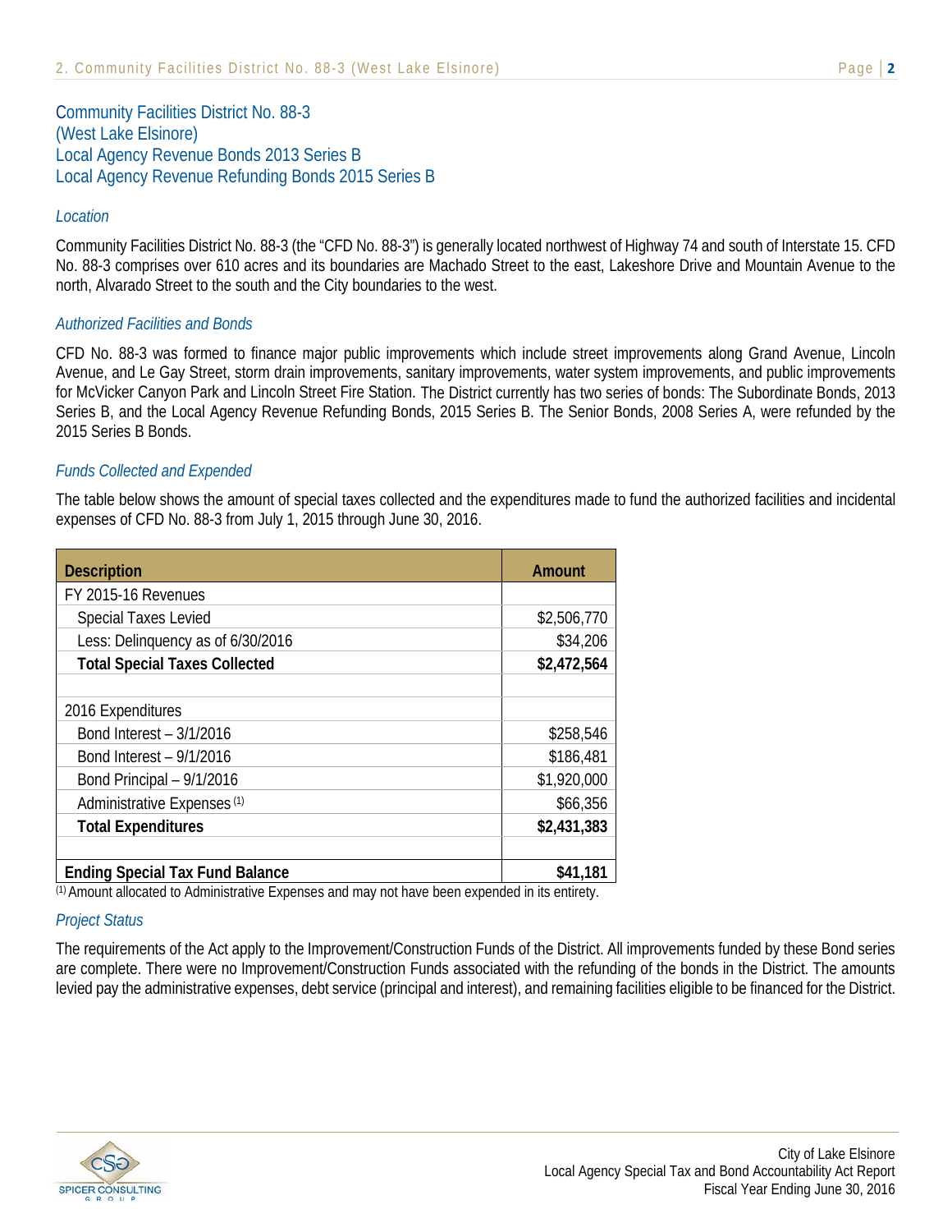## Community Facilities District No. 88-3
## (West Lake Elsinore)
## Local Agency Revenue Bonds 2013 Series B
## Local Agency Revenue Refunding Bonds 2015 Series B

### *Location*

Community Facilities District No. 88-3 (the "CFD No. 88-3") is generally located northwest of Highway 74 and south of Interstate 15. CFD No. 88-3 comprises over 610 acres and its boundaries are Machado Street to the east, Lakeshore Drive and Mountain Avenue to the north, Alvarado Street to the south and the City boundaries to the west.

### *Authorized Facilities and Bonds*

CFD No. 88-3 was formed to finance major public improvements which include street improvements along Grand Avenue, Lincoln Avenue, and Le Gay Street, storm drain improvements, sanitary improvements, water system improvements, and public improvements for McVicker Canyon Park and Lincoln Street Fire Station. The District currently has two series of bonds: The Subordinate Bonds, 2013 Series B, and the Local Agency Revenue Refunding Bonds, 2015 Series B. The Senior Bonds, 2008 Series A, were refunded by the 2015 Series B Bonds.

### *Funds Collected and Expended*

The table below shows the amount of special taxes collected and the expenditures made to fund the authorized facilities and incidental expenses of CFD No. 88-3 from July 1, 2015 through June 30, 2016.

| Description | Amount |
|---|---|
| FY 2015-16 Revenues | |
| Special Taxes Levied | $2,506,770 |
| Less: Delinquency as of 6/30/2016 | $34,206 |
| **Total Special Taxes Collected** | **$2,472,564** |
| | |
| 2016 Expenditures | |
| Bond Interest – 3/1/2016 | $258,546 |
| Bond Interest – 9/1/2016 | $186,481 |
| Bond Principal – 9/1/2016 | $1,920,000 |
| Administrative Expenses [1] | $66,356 |
| **Total Expenditures** | **$2,431,383** |
| | |
| **Ending Special Tax Fund Balance** | **$41,181** |

[1] Amount allocated to Administrative Expenses and may not have been expended in its entirety.

### *Project Status*

The requirements of the Act apply to the Improvement/Construction Funds of the District. All improvements funded by these Bond series are complete. There were no Improvement/Construction Funds associated with the refunding of the bonds in the District. The amounts levied pay the administrative expenses, debt service (principal and interest), and remaining facilities eligible to be financed for the District.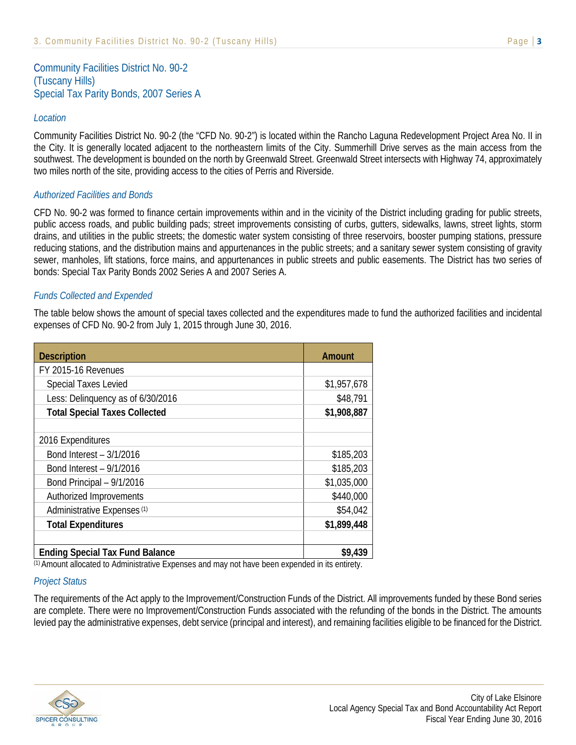## Community Facilities District No. 90-2 (Tuscany Hills) Special Tax Parity Bonds, 2007 Series A

### *Location*

Community Facilities District No. 90-2 (the "CFD No. 90-2") is located within the Rancho Laguna Redevelopment Project Area No. II in the City. It is generally located adjacent to the northeastern limits of the City. Summerhill Drive serves as the main access from the southwest. The development is bounded on the north by Greenwald Street. Greenwald Street intersects with Highway 74, approximately two miles north of the site, providing access to the cities of Perris and Riverside.

### *Authorized Facilities and Bonds*

CFD No. 90-2 was formed to finance certain improvements within and in the vicinity of the District including grading for public streets, public access roads, and public building pads; street improvements consisting of curbs, gutters, sidewalks, lawns, street lights, storm drains, and utilities in the public streets; the domestic water system consisting of three reservoirs, booster pumping stations, pressure reducing stations, and the distribution mains and appurtenances in the public streets; and a sanitary sewer system consisting of gravity sewer, manholes, lift stations, force mains, and appurtenances in public streets and public easements. The District has two series of bonds: Special Tax Parity Bonds 2002 Series A and 2007 Series A.

### *Funds Collected and Expended*

The table below shows the amount of special taxes collected and the expenditures made to fund the authorized facilities and incidental expenses of CFD No. 90-2 from July 1, 2015 through June 30, 2016.

| Description | Amount |
|---|---|
| FY 2015-16 Revenues | |
| Special Taxes Levied | $1,957,678 |
| Less: Delinquency as of 6/30/2016 | $48,791 |
| **Total Special Taxes Collected** | **$1,908,887** |
| | |
| 2016 Expenditures | |
| Bond Interest – 3/1/2016 | $185,203 |
| Bond Interest – 9/1/2016 | $185,203 |
| Bond Principal – 9/1/2016 | $1,035,000 |
| Authorized Improvements | $440,000 |
| Administrative Expenses [1] | $54,042 |
| **Total Expenditures** | **$1,899,448** |
| | |
| **Ending Special Tax Fund Balance** | **$9,439** |

[1] Amount allocated to Administrative Expenses and may not have been expended in its entirety.

### *Project Status*

The requirements of the Act apply to the Improvement/Construction Funds of the District. All improvements funded by these Bond series are complete. There were no Improvement/Construction Funds associated with the refunding of the bonds in the District. The amounts levied pay the administrative expenses, debt service (principal and interest), and remaining facilities eligible to be financed for the District.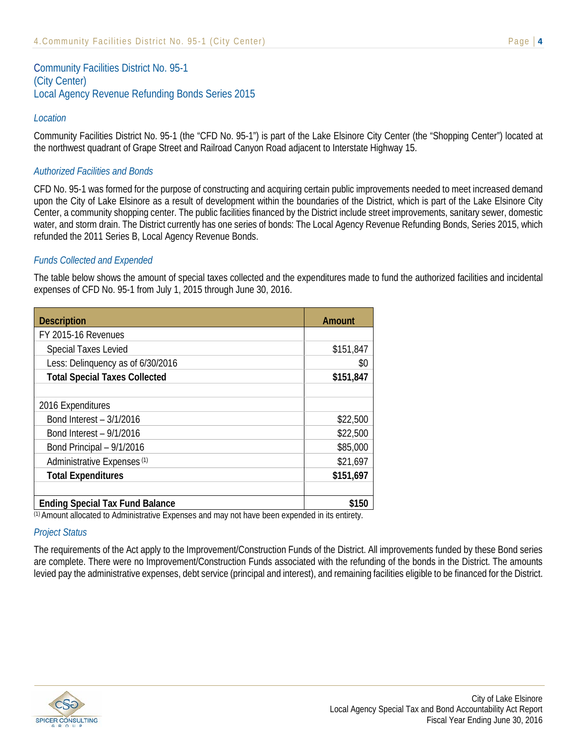## Community Facilities District No. 95-1
## (City Center)
## Local Agency Revenue Refunding Bonds Series 2015

### *Location*

Community Facilities District No. 95-1 (the "CFD No. 95-1") is part of the Lake Elsinore City Center (the "Shopping Center") located at the northwest quadrant of Grape Street and Railroad Canyon Road adjacent to Interstate Highway 15.

### *Authorized Facilities and Bonds*

CFD No. 95-1 was formed for the purpose of constructing and acquiring certain public improvements needed to meet increased demand upon the City of Lake Elsinore as a result of development within the boundaries of the District, which is part of the Lake Elsinore City Center, a community shopping center. The public facilities financed by the District include street improvements, sanitary sewer, domestic water, and storm drain. The District currently has one series of bonds: The Local Agency Revenue Refunding Bonds, Series 2015, which refunded the 2011 Series B, Local Agency Revenue Bonds.

### *Funds Collected and Expended*

The table below shows the amount of special taxes collected and the expenditures made to fund the authorized facilities and incidental expenses of CFD No. 95-1 from July 1, 2015 through June 30, 2016.

| Description | Amount |
|---|---|
| FY 2015-16 Revenues | |
| Special Taxes Levied | $151,847 |
| Less: Delinquency as of 6/30/2016 | $0 |
| **Total Special Taxes Collected** | **$151,847** |
| | |
| 2016 Expenditures | |
| Bond Interest – 3/1/2016 | $22,500 |
| Bond Interest – 9/1/2016 | $22,500 |
| Bond Principal – 9/1/2016 | $85,000 |
| Administrative Expenses [(1)] | $21,697 |
| **Total Expenditures** | **$151,697** |
| | |
| **Ending Special Tax Fund Balance** | **$150** |

[(1)] Amount allocated to Administrative Expenses and may not have been expended in its entirety.

### *Project Status*

The requirements of the Act apply to the Improvement/Construction Funds of the District. All improvements funded by these Bond series are complete. There were no Improvement/Construction Funds associated with the refunding of the bonds in the District. The amounts levied pay the administrative expenses, debt service (principal and interest), and remaining facilities eligible to be financed for the District.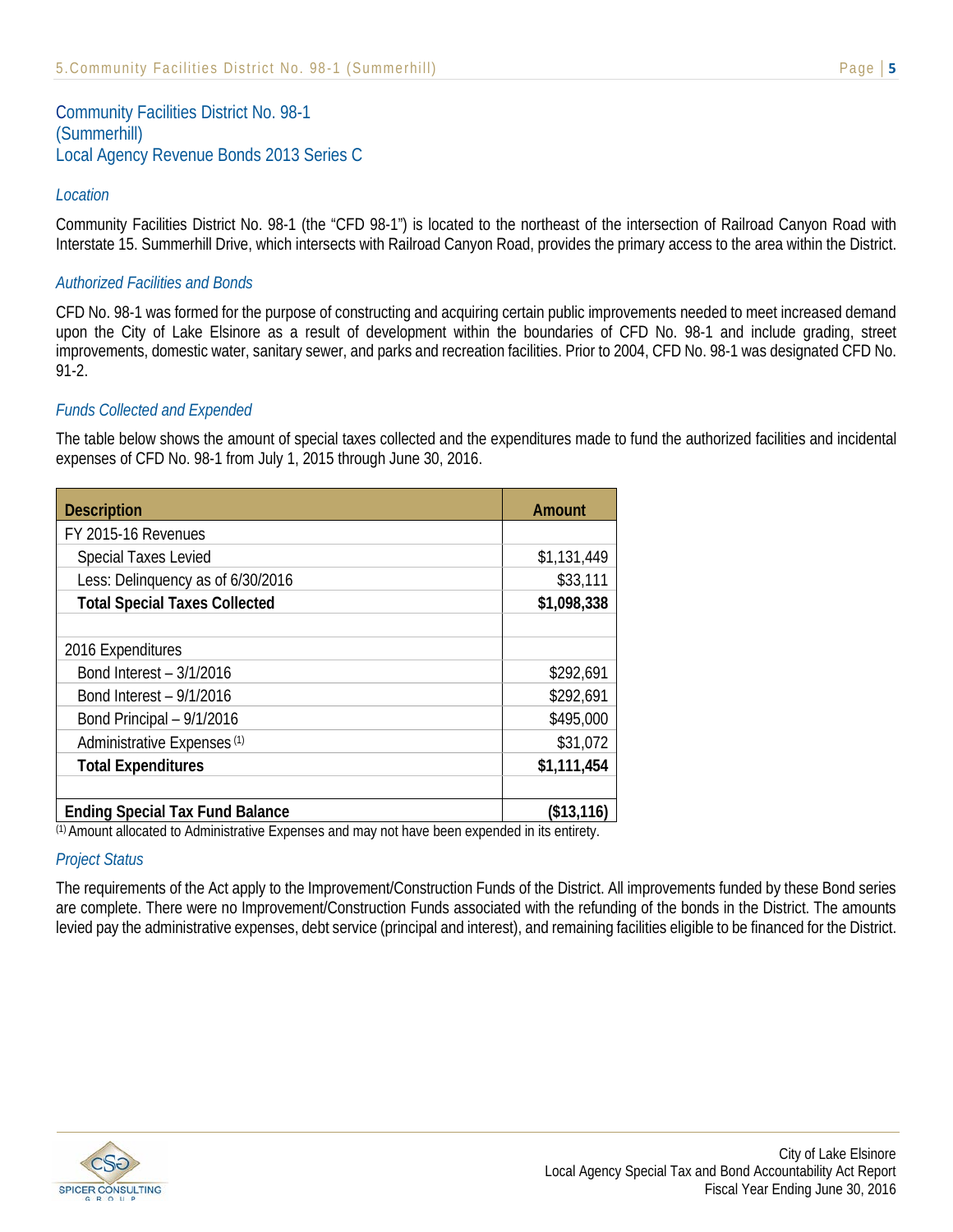## Community Facilities District No. 98-1 (Summerhill) Local Agency Revenue Bonds 2013 Series C

### *Location*

Community Facilities District No. 98-1 (the "CFD 98-1") is located to the northeast of the intersection of Railroad Canyon Road with Interstate 15. Summerhill Drive, which intersects with Railroad Canyon Road, provides the primary access to the area within the District.

### *Authorized Facilities and Bonds*

CFD No. 98-1 was formed for the purpose of constructing and acquiring certain public improvements needed to meet increased demand upon the City of Lake Elsinore as a result of development within the boundaries of CFD No. 98-1 and include grading, street improvements, domestic water, sanitary sewer, and parks and recreation facilities. Prior to 2004, CFD No. 98-1 was designated CFD No. 91-2.

### *Funds Collected and Expended*

The table below shows the amount of special taxes collected and the expenditures made to fund the authorized facilities and incidental expenses of CFD No. 98-1 from July 1, 2015 through June 30, 2016.

| Description | Amount |
|---|---|
| FY 2015-16 Revenues | |
| Special Taxes Levied | $1,131,449 |
| Less: Delinquency as of 6/30/2016 | $33,111 |
| **Total Special Taxes Collected** | **$1,098,338** |
| | |
| 2016 Expenditures | |
| Bond Interest – 3/1/2016 | $292,691 |
| Bond Interest – 9/1/2016 | $292,691 |
| Bond Principal – 9/1/2016 | $495,000 |
| Administrative Expenses [1] | $31,072 |
| **Total Expenditures** | **$1,111,454** |
| | |
| **Ending Special Tax Fund Balance** | **($13,116)** |

[1] Amount allocated to Administrative Expenses and may not have been expended in its entirety.

### *Project Status*

The requirements of the Act apply to the Improvement/Construction Funds of the District. All improvements funded by these Bond series are complete. There were no Improvement/Construction Funds associated with the refunding of the bonds in the District. The amounts levied pay the administrative expenses, debt service (principal and interest), and remaining facilities eligible to be financed for the District.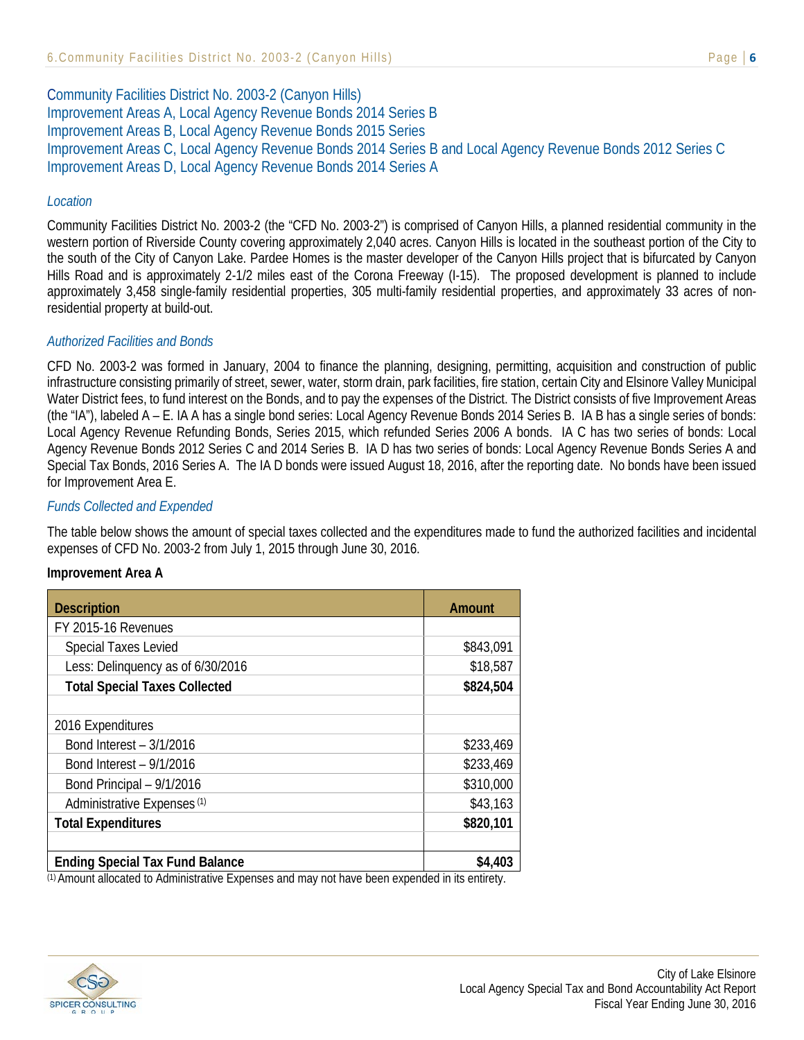## Community Facilities District No. 2003-2 (Canyon Hills)
## Improvement Areas A, Local Agency Revenue Bonds 2014 Series B
## Improvement Areas B, Local Agency Revenue Bonds 2015 Series
## Improvement Areas C, Local Agency Revenue Bonds 2014 Series B and Local Agency Revenue Bonds 2012 Series C
## Improvement Areas D, Local Agency Revenue Bonds 2014 Series A

### *Location*

Community Facilities District No. 2003-2 (the "CFD No. 2003-2") is comprised of Canyon Hills, a planned residential community in the western portion of Riverside County covering approximately 2,040 acres. Canyon Hills is located in the southeast portion of the City to the south of the City of Canyon Lake. Pardee Homes is the master developer of the Canyon Hills project that is bifurcated by Canyon Hills Road and is approximately 2-1/2 miles east of the Corona Freeway (I-15). The proposed development is planned to include approximately 3,458 single-family residential properties, 305 multi-family residential properties, and approximately 33 acres of non-residential property at build-out.

### *Authorized Facilities and Bonds*

CFD No. 2003-2 was formed in January, 2004 to finance the planning, designing, permitting, acquisition and construction of public infrastructure consisting primarily of street, sewer, water, storm drain, park facilities, fire station, certain City and Elsinore Valley Municipal Water District fees, to fund interest on the Bonds, and to pay the expenses of the District. The District consists of five Improvement Areas (the "IA"), labeled A – E. IA A has a single bond series: Local Agency Revenue Bonds 2014 Series B. IA B has a single series of bonds: Local Agency Revenue Refunding Bonds, Series 2015, which refunded Series 2006 A bonds. IA C has two series of bonds: Local Agency Revenue Bonds 2012 Series C and 2014 Series B. IA D has two series of bonds: Local Agency Revenue Bonds Series A and Special Tax Bonds, 2016 Series A. The IA D bonds were issued August 18, 2016, after the reporting date. No bonds have been issued for Improvement Area E.

### *Funds Collected and Expended*

The table below shows the amount of special taxes collected and the expenditures made to fund the authorized facilities and incidental expenses of CFD No. 2003-2 from July 1, 2015 through June 30, 2016.

**Improvement Area A**

| Description | Amount |
|---|---|
| FY 2015-16 Revenues | |
| Special Taxes Levied | $843,091 |
| Less: Delinquency as of 6/30/2016 | $18,587 |
| **Total Special Taxes Collected** | **$824,504** |
| | |
| 2016 Expenditures | |
| Bond Interest – 3/1/2016 | $233,469 |
| Bond Interest – 9/1/2016 | $233,469 |
| Bond Principal – 9/1/2016 | $310,000 |
| Administrative Expenses [1] | $43,163 |
| **Total Expenditures** | **$820,101** |
| | |
| **Ending Special Tax Fund Balance** | **$4,403** |

[1] Amount allocated to Administrative Expenses and may not have been expended in its entirety.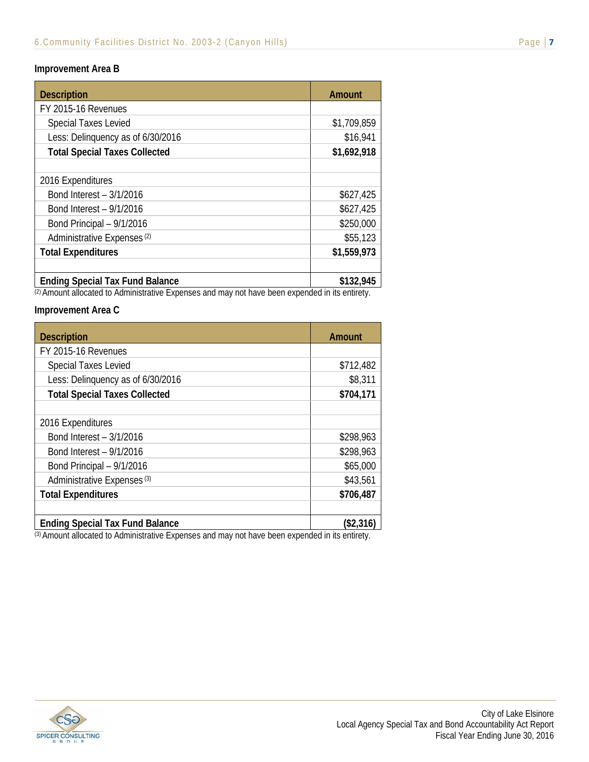### Improvement Area B

| Description | Amount |
|---|---|
| FY 2015-16 Revenues | |
| Special Taxes Levied | $1,709,859 |
| Less: Delinquency as of 6/30/2016 | $16,941 |
| **Total Special Taxes Collected** | **$1,692,918** |
| | |
| 2016 Expenditures | |
| Bond Interest – 3/1/2016 | $627,425 |
| Bond Interest – 9/1/2016 | $627,425 |
| Bond Principal – 9/1/2016 | $250,000 |
| Administrative Expenses [2] | $55,123 |
| **Total Expenditures** | **$1,559,973** |
| | |
| **Ending Special Tax Fund Balance** | **$132,945** |

[2] Amount allocated to Administrative Expenses and may not have been expended in its entirety.

### Improvement Area C

| Description | Amount |
|---|---|
| FY 2015-16 Revenues | |
| Special Taxes Levied | $712,482 |
| Less: Delinquency as of 6/30/2016 | $8,311 |
| **Total Special Taxes Collected** | **$704,171** |
| | |
| 2016 Expenditures | |
| Bond Interest – 3/1/2016 | $298,963 |
| Bond Interest – 9/1/2016 | $298,963 |
| Bond Principal – 9/1/2016 | $65,000 |
| Administrative Expenses [3] | $43,561 |
| **Total Expenditures** | **$706,487** |
| | |
| **Ending Special Tax Fund Balance** | **($2,316)** |

[3] Amount allocated to Administrative Expenses and may not have been expended in its entirety.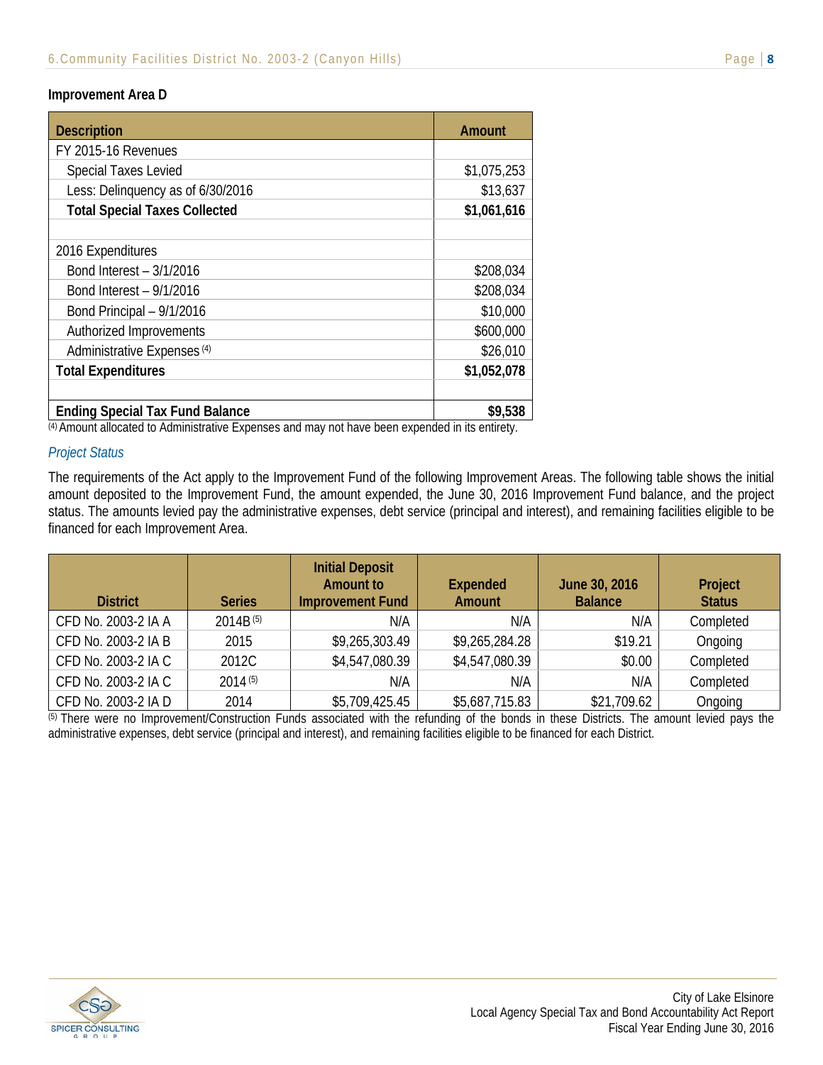### Improvement Area D

| Description | Amount |
|---|---|
| FY 2015-16 Revenues | |
| Special Taxes Levied | $1,075,253 |
| Less: Delinquency as of 6/30/2016 | $13,637 |
| **Total Special Taxes Collected** | **$1,061,616** |
| | |
| 2016 Expenditures | |
| Bond Interest – 3/1/2016 | $208,034 |
| Bond Interest – 9/1/2016 | $208,034 |
| Bond Principal – 9/1/2016 | $10,000 |
| Authorized Improvements | $600,000 |
| Administrative Expenses [4] | $26,010 |
| **Total Expenditures** | **$1,052,078** |
| | |
| **Ending Special Tax Fund Balance** | **$9,538** |

[4] Amount allocated to Administrative Expenses and may not have been expended in its entirety.

*Project Status*

The requirements of the Act apply to the Improvement Fund of the following Improvement Areas. The following table shows the initial amount deposited to the Improvement Fund, the amount expended, the June 30, 2016 Improvement Fund balance, and the project status. The amounts levied pay the administrative expenses, debt service (principal and interest), and remaining facilities eligible to be financed for each Improvement Area.

| District | Series | Initial Deposit Amount to Improvement Fund | Expended Amount | June 30, 2016 Balance | Project Status |
|---|---|---|---|---|---|
| CFD No. 2003-2 IA A | 2014B [5] | N/A | N/A | N/A | Completed |
| CFD No. 2003-2 IA B | 2015 | $9,265,303.49 | $9,265,284.28 | $19.21 | Ongoing |
| CFD No. 2003-2 IA C | 2012C | $4,547,080.39 | $4,547,080.39 | $0.00 | Completed |
| CFD No. 2003-2 IA C | 2014 [5] | N/A | N/A | N/A | Completed |
| CFD No. 2003-2 IA D | 2014 | $5,709,425.45 | $5,687,715.83 | $21,709.62 | Ongoing |

[5] There were no Improvement/Construction Funds associated with the refunding of the bonds in these Districts. The amount levied pays the administrative expenses, debt service (principal and interest), and remaining facilities eligible to be financed for each District.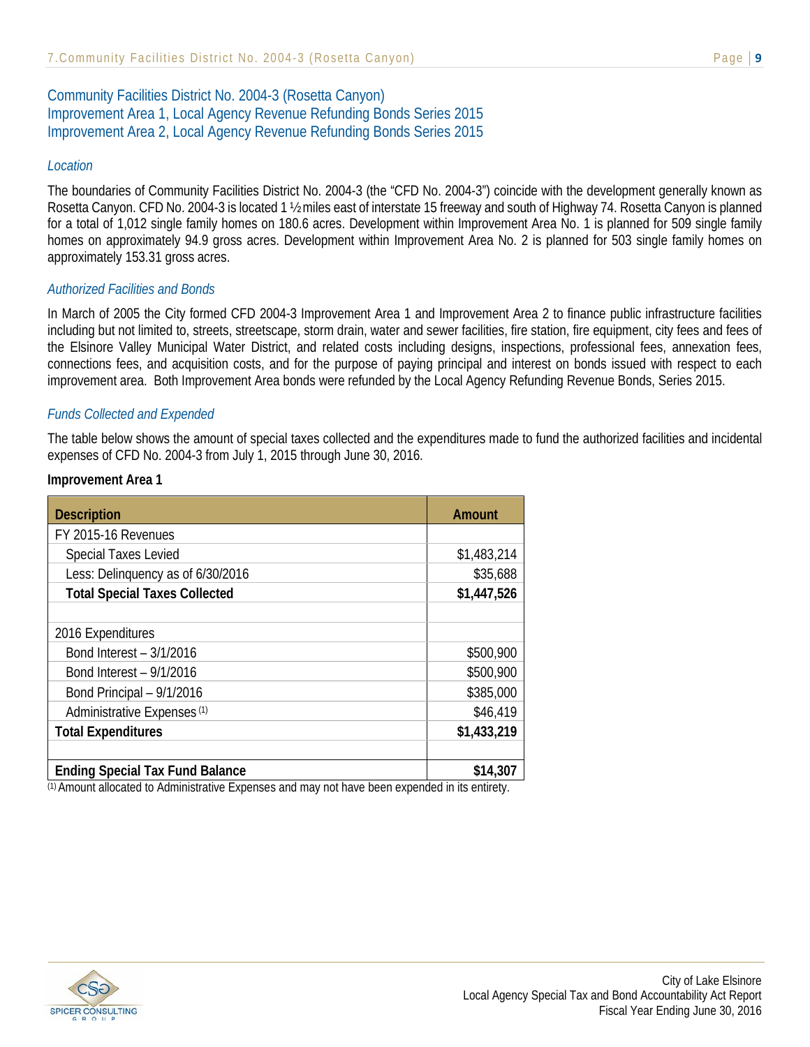## Community Facilities District No. 2004-3 (Rosetta Canyon)
## Improvement Area 1, Local Agency Revenue Refunding Bonds Series 2015
## Improvement Area 2, Local Agency Revenue Refunding Bonds Series 2015

### *Location*

The boundaries of Community Facilities District No. 2004-3 (the "CFD No. 2004-3") coincide with the development generally known as Rosetta Canyon. CFD No. 2004-3 is located 1 ½ miles east of interstate 15 freeway and south of Highway 74. Rosetta Canyon is planned for a total of 1,012 single family homes on 180.6 acres. Development within Improvement Area No. 1 is planned for 509 single family homes on approximately 94.9 gross acres. Development within Improvement Area No. 2 is planned for 503 single family homes on approximately 153.31 gross acres.

### *Authorized Facilities and Bonds*

In March of 2005 the City formed CFD 2004-3 Improvement Area 1 and Improvement Area 2 to finance public infrastructure facilities including but not limited to, streets, streetscape, storm drain, water and sewer facilities, fire station, fire equipment, city fees and fees of the Elsinore Valley Municipal Water District, and related costs including designs, inspections, professional fees, annexation fees, connections fees, and acquisition costs, and for the purpose of paying principal and interest on bonds issued with respect to each improvement area. Both Improvement Area bonds were refunded by the Local Agency Refunding Revenue Bonds, Series 2015.

### *Funds Collected and Expended*

The table below shows the amount of special taxes collected and the expenditures made to fund the authorized facilities and incidental expenses of CFD No. 2004-3 from July 1, 2015 through June 30, 2016.

**Improvement Area 1**

| Description | Amount |
|---|---|
| FY 2015-16 Revenues | |
| Special Taxes Levied | $1,483,214 |
| Less: Delinquency as of 6/30/2016 | $35,688 |
| **Total Special Taxes Collected** | **$1,447,526** |
| | |
| 2016 Expenditures | |
| Bond Interest – 3/1/2016 | $500,900 |
| Bond Interest – 9/1/2016 | $500,900 |
| Bond Principal – 9/1/2016 | $385,000 |
| Administrative Expenses (1) | $46,419 |
| **Total Expenditures** | **$1,433,219** |
| | |
| **Ending Special Tax Fund Balance** | **$14,307** |

(1) Amount allocated to Administrative Expenses and may not have been expended in its entirety.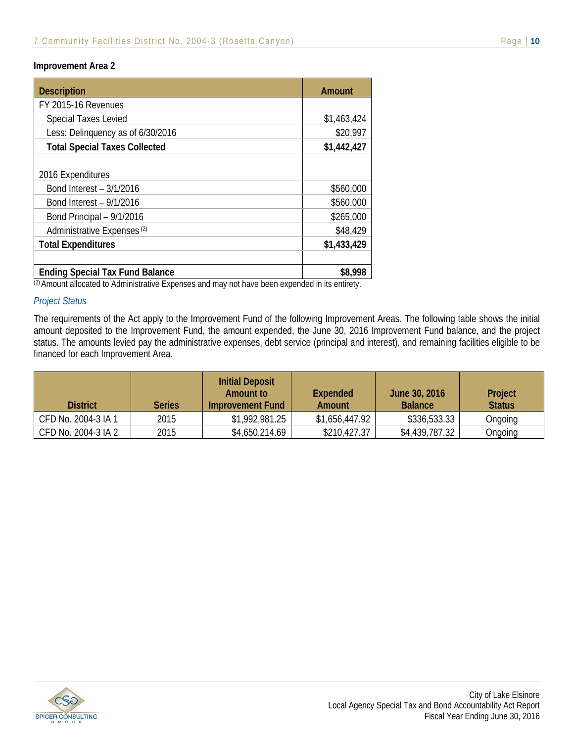### Improvement Area 2

| Description | Amount |
|---|---|
| FY 2015-16 Revenues | |
| Special Taxes Levied | $1,463,424 |
| Less: Delinquency as of 6/30/2016 | $20,997 |
| **Total Special Taxes Collected** | **$1,442,427** |
| | |
| 2016 Expenditures | |
| Bond Interest – 3/1/2016 | $560,000 |
| Bond Interest – 9/1/2016 | $560,000 |
| Bond Principal – 9/1/2016 | $265,000 |
| Administrative Expenses [2] | $48,429 |
| **Total Expenditures** | **$1,433,429** |
| | |
| **Ending Special Tax Fund Balance** | **$8,998** |

[2] Amount allocated to Administrative Expenses and may not have been expended in its entirety.

*Project Status*

The requirements of the Act apply to the Improvement Fund of the following Improvement Areas. The following table shows the initial amount deposited to the Improvement Fund, the amount expended, the June 30, 2016 Improvement Fund balance, and the project status. The amounts levied pay the administrative expenses, debt service (principal and interest), and remaining facilities eligible to be financed for each Improvement Area.

| District | Series | Initial Deposit Amount to Improvement Fund | Expended Amount | June 30, 2016 Balance | Project Status |
|---|---|---|---|---|---|
| CFD No. 2004-3 IA 1 | 2015 | $1,992,981.25 | $1,656,447.92 | $336,533.33 | Ongoing |
| CFD No. 2004-3 IA 2 | 2015 | $4,650,214.69 | $210,427.37 | $4,439,787.32 | Ongoing |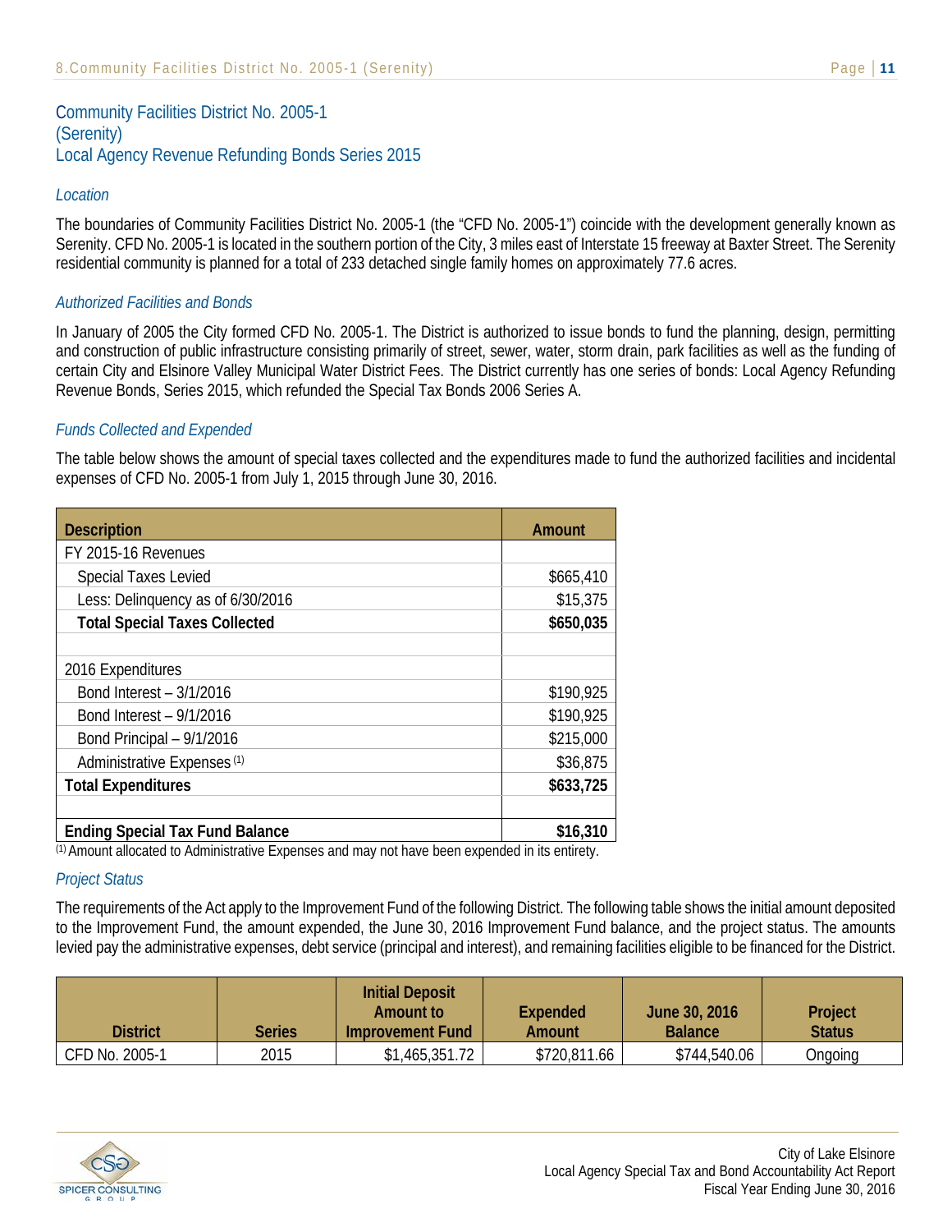## Community Facilities District No. 2005-1 (Serenity) Local Agency Revenue Refunding Bonds Series 2015

### *Location*

The boundaries of Community Facilities District No. 2005-1 (the "CFD No. 2005-1") coincide with the development generally known as Serenity. CFD No. 2005-1 is located in the southern portion of the City, 3 miles east of Interstate 15 freeway at Baxter Street. The Serenity residential community is planned for a total of 233 detached single family homes on approximately 77.6 acres.

### *Authorized Facilities and Bonds*

In January of 2005 the City formed CFD No. 2005-1. The District is authorized to issue bonds to fund the planning, design, permitting and construction of public infrastructure consisting primarily of street, sewer, water, storm drain, park facilities as well as the funding of certain City and Elsinore Valley Municipal Water District Fees. The District currently has one series of bonds: Local Agency Refunding Revenue Bonds, Series 2015, which refunded the Special Tax Bonds 2006 Series A.

### *Funds Collected and Expended*

The table below shows the amount of special taxes collected and the expenditures made to fund the authorized facilities and incidental expenses of CFD No. 2005-1 from July 1, 2015 through June 30, 2016.

| Description | Amount |
|---|---|
| FY 2015-16 Revenues | |
| Special Taxes Levied | $665,410 |
| Less: Delinquency as of 6/30/2016 | $15,375 |
| **Total Special Taxes Collected** | **$650,035** |
| | |
| 2016 Expenditures | |
| Bond Interest – 3/1/2016 | $190,925 |
| Bond Interest – 9/1/2016 | $190,925 |
| Bond Principal – 9/1/2016 | $215,000 |
| Administrative Expenses (1) | $36,875 |
| **Total Expenditures** | **$633,725** |
| | |
| **Ending Special Tax Fund Balance** | **$16,310** |

(1) Amount allocated to Administrative Expenses and may not have been expended in its entirety.

### *Project Status*

The requirements of the Act apply to the Improvement Fund of the following District. The following table shows the initial amount deposited to the Improvement Fund, the amount expended, the June 30, 2016 Improvement Fund balance, and the project status. The amounts levied pay the administrative expenses, debt service (principal and interest), and remaining facilities eligible to be financed for the District.

| District | Series | Initial Deposit Amount to Improvement Fund | Expended Amount | June 30, 2016 Balance | Project Status |
|---|---|---|---|---|---|
| CFD No. 2005-1 | 2015 | $1,465,351.72 | $720,811.66 | $744,540.06 | Ongoing |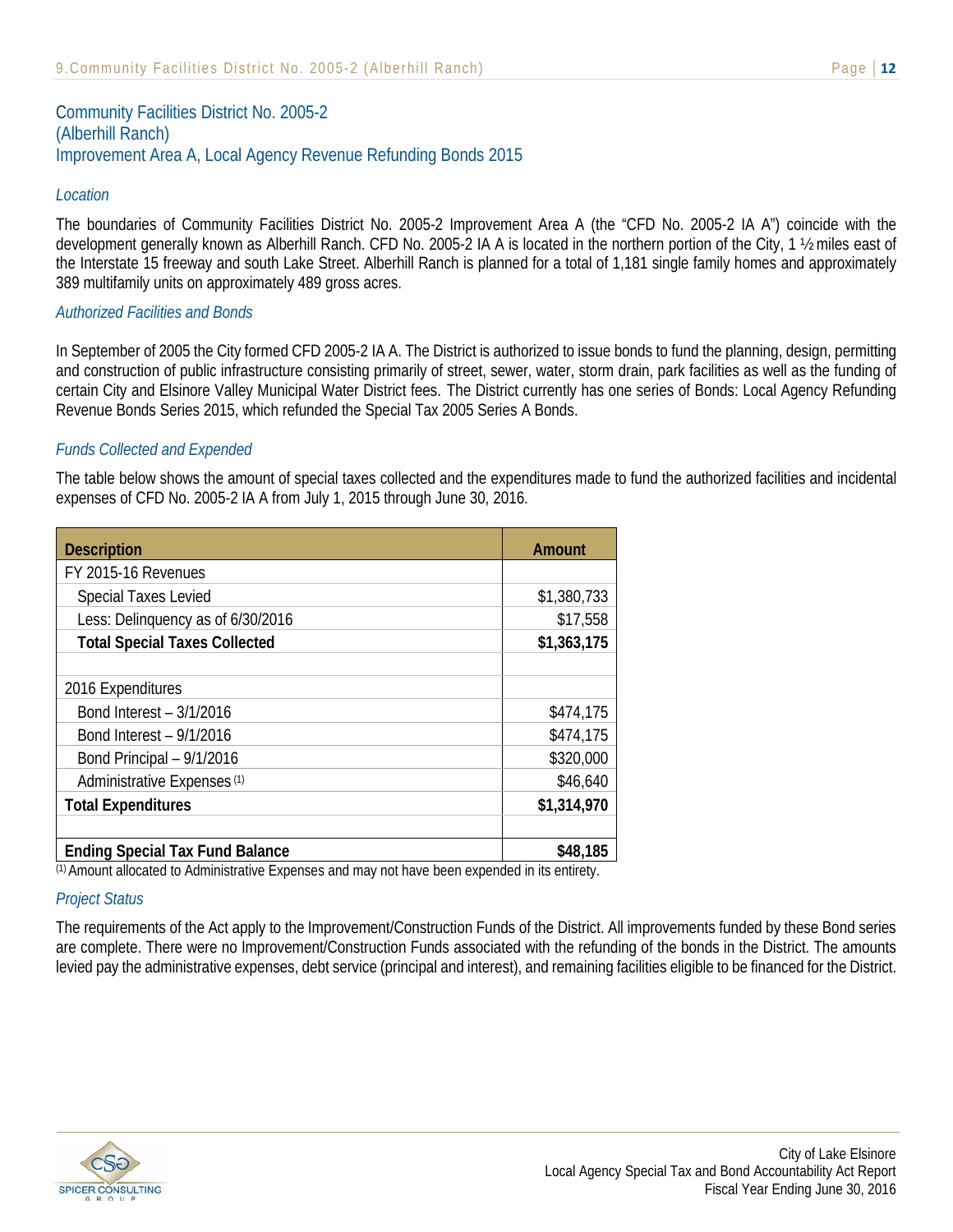## Community Facilities District No. 2005-2 (Alberhill Ranch) Improvement Area A, Local Agency Revenue Refunding Bonds 2015

### *Location*

The boundaries of Community Facilities District No. 2005-2 Improvement Area A (the "CFD No. 2005-2 IA A") coincide with the development generally known as Alberhill Ranch. CFD No. 2005-2 IA A is located in the northern portion of the City, 1 ½ miles east of the Interstate 15 freeway and south Lake Street. Alberhill Ranch is planned for a total of 1,181 single family homes and approximately 389 multifamily units on approximately 489 gross acres.

### *Authorized Facilities and Bonds*

In September of 2005 the City formed CFD 2005-2 IA A. The District is authorized to issue bonds to fund the planning, design, permitting and construction of public infrastructure consisting primarily of street, sewer, water, storm drain, park facilities as well as the funding of certain City and Elsinore Valley Municipal Water District fees. The District currently has one series of Bonds: Local Agency Refunding Revenue Bonds Series 2015, which refunded the Special Tax 2005 Series A Bonds.

### *Funds Collected and Expended*

The table below shows the amount of special taxes collected and the expenditures made to fund the authorized facilities and incidental expenses of CFD No. 2005-2 IA A from July 1, 2015 through June 30, 2016.

| Description | Amount |
|---|---|
| FY 2015-16 Revenues | |
| Special Taxes Levied | $1,380,733 |
| Less: Delinquency as of 6/30/2016 | $17,558 |
| **Total Special Taxes Collected** | **$1,363,175** |
| | |
| 2016 Expenditures | |
| Bond Interest – 3/1/2016 | $474,175 |
| Bond Interest – 9/1/2016 | $474,175 |
| Bond Principal – 9/1/2016 | $320,000 |
| Administrative Expenses [(1)] | $46,640 |
| **Total Expenditures** | **$1,314,970** |
| | |
| **Ending Special Tax Fund Balance** | **$48,185** |

[(1)] Amount allocated to Administrative Expenses and may not have been expended in its entirety.

### *Project Status*

The requirements of the Act apply to the Improvement/Construction Funds of the District. All improvements funded by these Bond series are complete. There were no Improvement/Construction Funds associated with the refunding of the bonds in the District. The amounts levied pay the administrative expenses, debt service (principal and interest), and remaining facilities eligible to be financed for the District.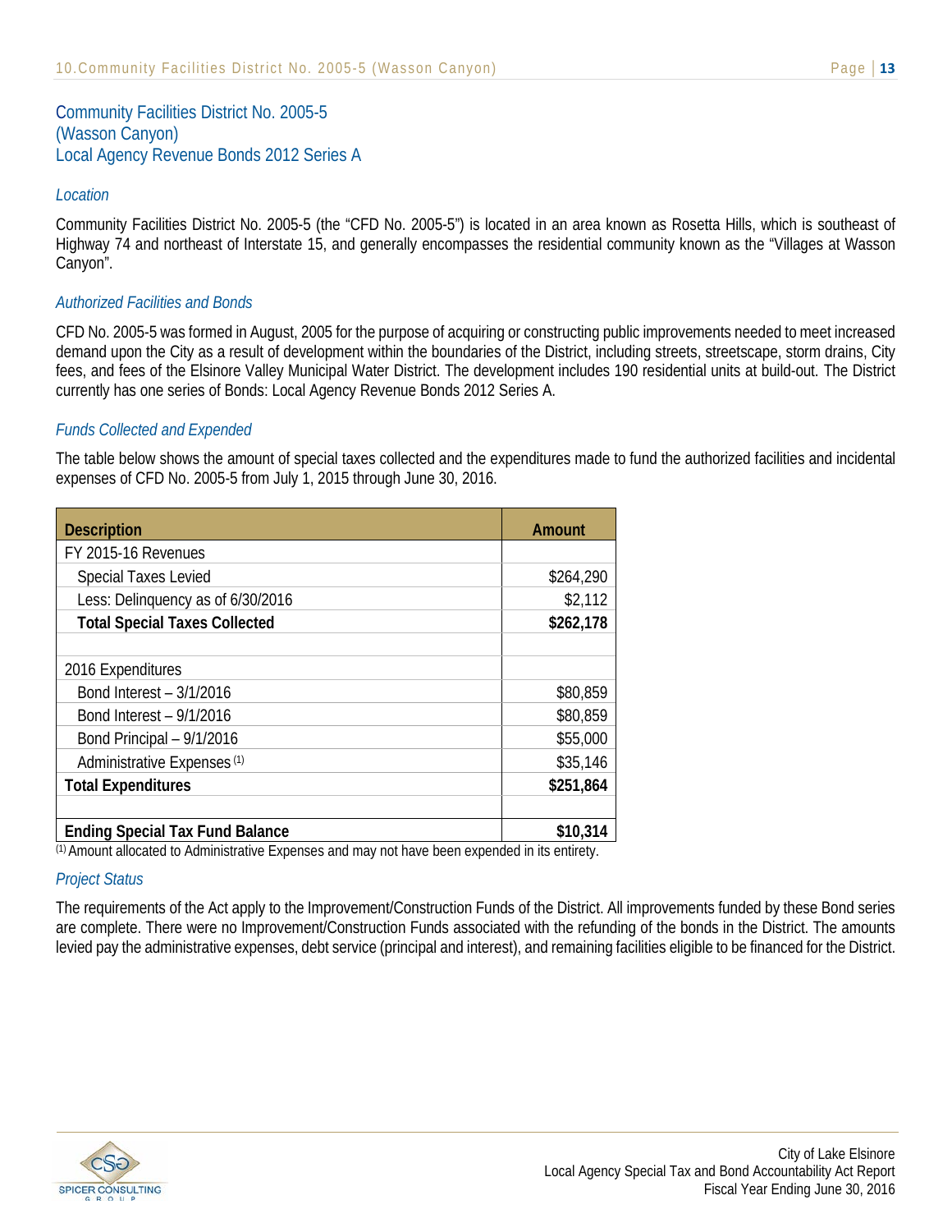## Community Facilities District No. 2005-5 (Wasson Canyon) Local Agency Revenue Bonds 2012 Series A

### *Location*

Community Facilities District No. 2005-5 (the "CFD No. 2005-5") is located in an area known as Rosetta Hills, which is southeast of Highway 74 and northeast of Interstate 15, and generally encompasses the residential community known as the "Villages at Wasson Canyon".

### *Authorized Facilities and Bonds*

CFD No. 2005-5 was formed in August, 2005 for the purpose of acquiring or constructing public improvements needed to meet increased demand upon the City as a result of development within the boundaries of the District, including streets, streetscape, storm drains, City fees, and fees of the Elsinore Valley Municipal Water District. The development includes 190 residential units at build-out. The District currently has one series of Bonds: Local Agency Revenue Bonds 2012 Series A.

### *Funds Collected and Expended*

The table below shows the amount of special taxes collected and the expenditures made to fund the authorized facilities and incidental expenses of CFD No. 2005-5 from July 1, 2015 through June 30, 2016.

| Description | Amount |
|---|---|
| FY 2015-16 Revenues | |
| Special Taxes Levied | $264,290 |
| Less: Delinquency as of 6/30/2016 | $2,112 |
| **Total Special Taxes Collected** | **$262,178** |
| | |
| 2016 Expenditures | |
| Bond Interest – 3/1/2016 | $80,859 |
| Bond Interest – 9/1/2016 | $80,859 |
| Bond Principal – 9/1/2016 | $55,000 |
| Administrative Expenses [(1)] | $35,146 |
| **Total Expenditures** | **$251,864** |
| | |
| **Ending Special Tax Fund Balance** | **$10,314** |

[(1)] Amount allocated to Administrative Expenses and may not have been expended in its entirety.

### *Project Status*

The requirements of the Act apply to the Improvement/Construction Funds of the District. All improvements funded by these Bond series are complete. There were no Improvement/Construction Funds associated with the refunding of the bonds in the District. The amounts levied pay the administrative expenses, debt service (principal and interest), and remaining facilities eligible to be financed for the District.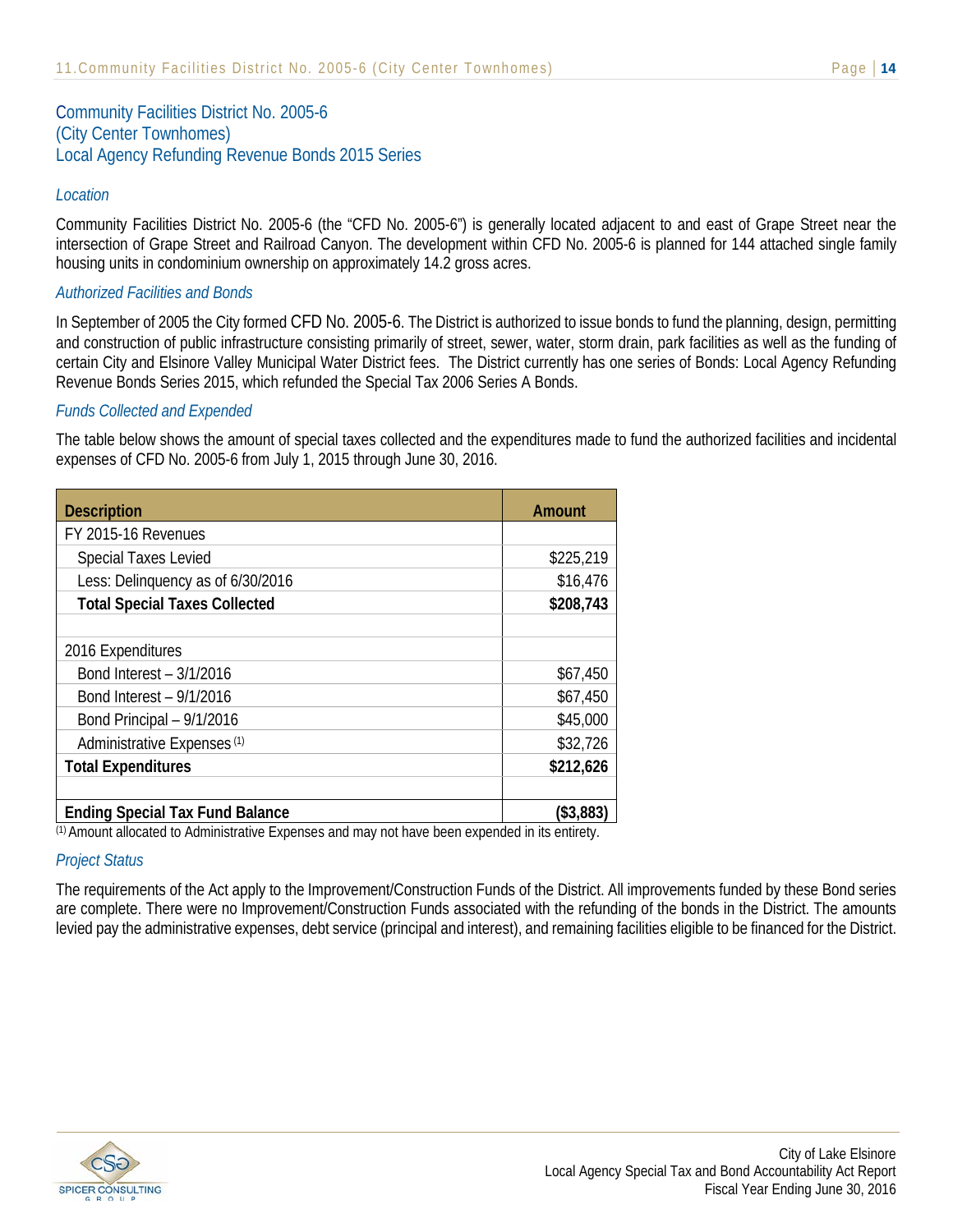## Community Facilities District No. 2005-6 (City Center Townhomes) Local Agency Refunding Revenue Bonds 2015 Series

### *Location*

Community Facilities District No. 2005-6 (the "CFD No. 2005-6") is generally located adjacent to and east of Grape Street near the intersection of Grape Street and Railroad Canyon. The development within CFD No. 2005-6 is planned for 144 attached single family housing units in condominium ownership on approximately 14.2 gross acres.

### *Authorized Facilities and Bonds*

In September of 2005 the City formed CFD No. 2005-6. The District is authorized to issue bonds to fund the planning, design, permitting and construction of public infrastructure consisting primarily of street, sewer, water, storm drain, park facilities as well as the funding of certain City and Elsinore Valley Municipal Water District fees. The District currently has one series of Bonds: Local Agency Refunding Revenue Bonds Series 2015, which refunded the Special Tax 2006 Series A Bonds.

### *Funds Collected and Expended*

The table below shows the amount of special taxes collected and the expenditures made to fund the authorized facilities and incidental expenses of CFD No. 2005-6 from July 1, 2015 through June 30, 2016.

| Description | Amount |
| --- | --- |
| FY 2015-16 Revenues | |
| Special Taxes Levied | $225,219 |
| Less: Delinquency as of 6/30/2016 | $16,476 |
| **Total Special Taxes Collected** | **$208,743** |
| | |
| 2016 Expenditures | |
| Bond Interest – 3/1/2016 | $67,450 |
| Bond Interest – 9/1/2016 | $67,450 |
| Bond Principal – 9/1/2016 | $45,000 |
| Administrative Expenses [1] | $32,726 |
| **Total Expenditures** | **$212,626** |
| | |
| **Ending Special Tax Fund Balance** | **($3,883)** |

[1] Amount allocated to Administrative Expenses and may not have been expended in its entirety.

### *Project Status*

The requirements of the Act apply to the Improvement/Construction Funds of the District. All improvements funded by these Bond series are complete. There were no Improvement/Construction Funds associated with the refunding of the bonds in the District. The amounts levied pay the administrative expenses, debt service (principal and interest), and remaining facilities eligible to be financed for the District.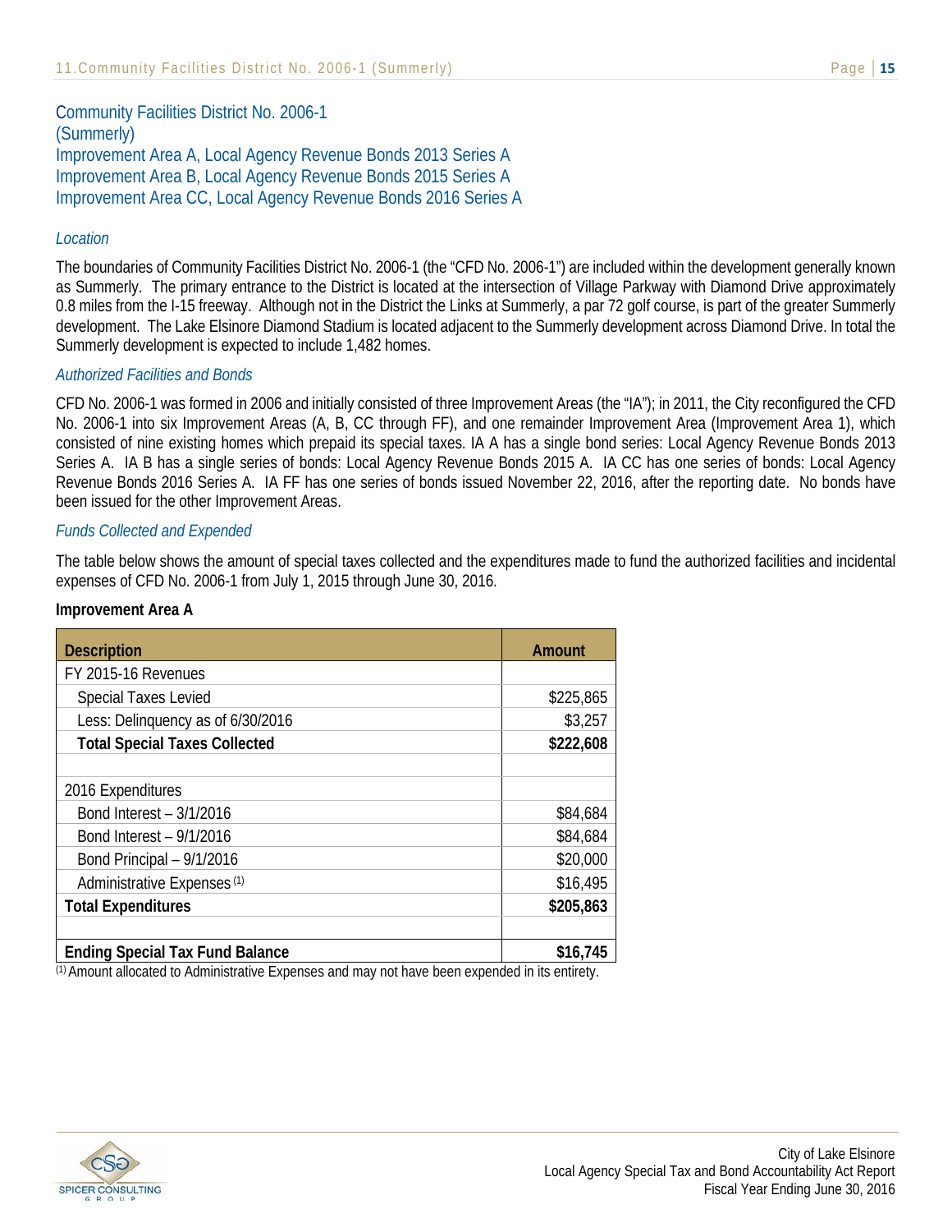## Community Facilities District No. 2006-1 (Summerly)
## Improvement Area A, Local Agency Revenue Bonds 2013 Series A
## Improvement Area B, Local Agency Revenue Bonds 2015 Series A
## Improvement Area CC, Local Agency Revenue Bonds 2016 Series A

### *Location*

The boundaries of Community Facilities District No. 2006-1 (the "CFD No. 2006-1") are included within the development generally known as Summerly. The primary entrance to the District is located at the intersection of Village Parkway with Diamond Drive approximately 0.8 miles from the I-15 freeway. Although not in the District the Links at Summerly, a par 72 golf course, is part of the greater Summerly development. The Lake Elsinore Diamond Stadium is located adjacent to the Summerly development across Diamond Drive. In total the Summerly development is expected to include 1,482 homes.

### *Authorized Facilities and Bonds*

CFD No. 2006-1 was formed in 2006 and initially consisted of three Improvement Areas (the "IA"); in 2011, the City reconfigured the CFD No. 2006-1 into six Improvement Areas (A, B, CC through FF), and one remainder Improvement Area (Improvement Area 1), which consisted of nine existing homes which prepaid its special taxes. IA A has a single bond series: Local Agency Revenue Bonds 2013 Series A. IA B has a single series of bonds: Local Agency Revenue Bonds 2015 A. IA CC has one series of bonds: Local Agency Revenue Bonds 2016 Series A. IA FF has one series of bonds issued November 22, 2016, after the reporting date. No bonds have been issued for the other Improvement Areas.

### *Funds Collected and Expended*

The table below shows the amount of special taxes collected and the expenditures made to fund the authorized facilities and incidental expenses of CFD No. 2006-1 from July 1, 2015 through June 30, 2016.

**Improvement Area A**

| Description | Amount |
|---|---|
| FY 2015-16 Revenues | |
| Special Taxes Levied | $225,865 |
| Less: Delinquency as of 6/30/2016 | $3,257 |
| **Total Special Taxes Collected** | **$222,608** |
| | |
| 2016 Expenditures | |
| Bond Interest – 3/1/2016 | $84,684 |
| Bond Interest – 9/1/2016 | $84,684 |
| Bond Principal – 9/1/2016 | $20,000 |
| Administrative Expenses (1) | $16,495 |
| **Total Expenditures** | **$205,863** |
| | |
| **Ending Special Tax Fund Balance** | **$16,745** |

(1) Amount allocated to Administrative Expenses and may not have been expended in its entirety.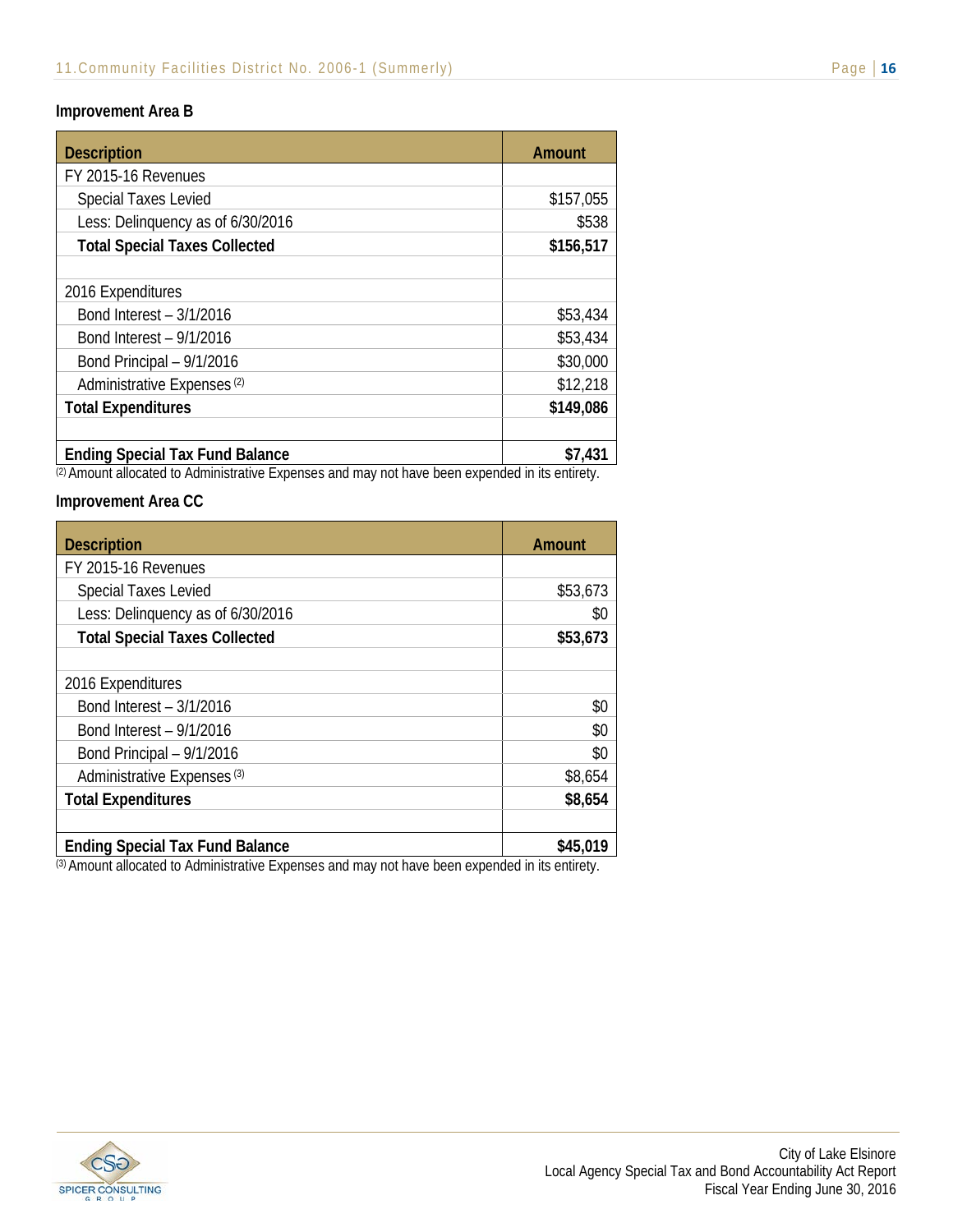### Improvement Area B

| Description | Amount |
|---|---|
| FY 2015-16 Revenues | |
| Special Taxes Levied | $157,055 |
| Less: Delinquency as of 6/30/2016 | $538 |
| **Total Special Taxes Collected** | **$156,517** |
| | |
| 2016 Expenditures | |
| Bond Interest – 3/1/2016 | $53,434 |
| Bond Interest – 9/1/2016 | $53,434 |
| Bond Principal – 9/1/2016 | $30,000 |
| Administrative Expenses [(2)] | $12,218 |
| **Total Expenditures** | **$149,086** |
| | |
| **Ending Special Tax Fund Balance** | **$7,431** |

[(2)] Amount allocated to Administrative Expenses and may not have been expended in its entirety.

### Improvement Area CC

| Description | Amount |
|---|---|
| FY 2015-16 Revenues | |
| Special Taxes Levied | $53,673 |
| Less: Delinquency as of 6/30/2016 | $0 |
| **Total Special Taxes Collected** | **$53,673** |
| | |
| 2016 Expenditures | |
| Bond Interest – 3/1/2016 | $0 |
| Bond Interest – 9/1/2016 | $0 |
| Bond Principal – 9/1/2016 | $0 |
| Administrative Expenses [(3)] | $8,654 |
| **Total Expenditures** | **$8,654** |
| | |
| **Ending Special Tax Fund Balance** | **$45,019** |

[(3)] Amount allocated to Administrative Expenses and may not have been expended in its entirety.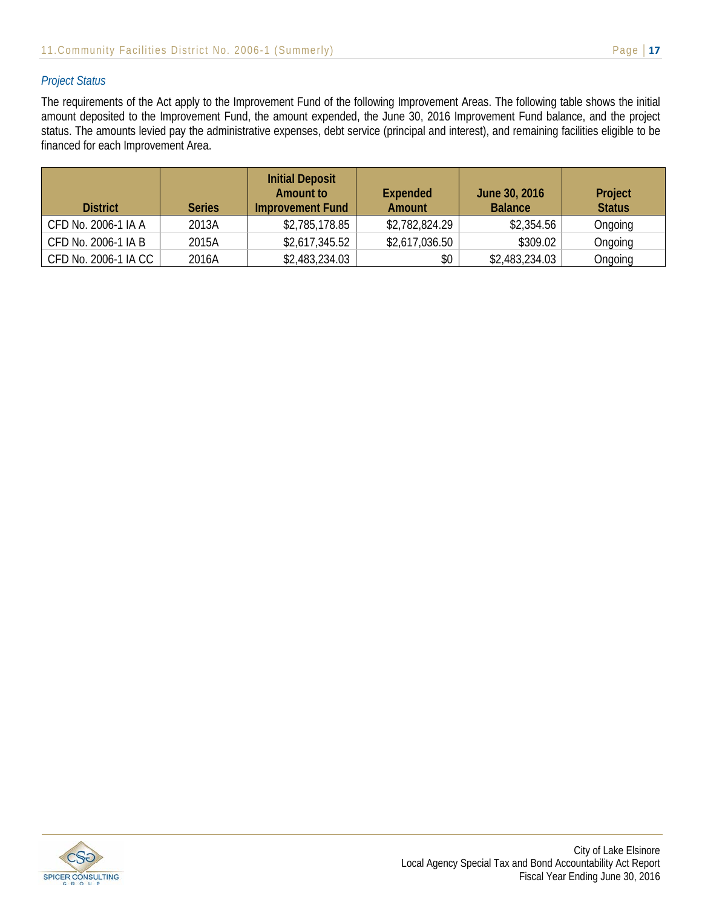### *Project Status*

The requirements of the Act apply to the Improvement Fund of the following Improvement Areas. The following table shows the initial amount deposited to the Improvement Fund, the amount expended, the June 30, 2016 Improvement Fund balance, and the project status. The amounts levied pay the administrative expenses, debt service (principal and interest), and remaining facilities eligible to be financed for each Improvement Area.

| District | Series | Initial Deposit Amount to Improvement Fund | Expended Amount | June 30, 2016 Balance | Project Status |
|---|---|---|---|---|---|
| CFD No. 2006-1 IA A | 2013A | $2,785,178.85 | $2,782,824.29 | $2,354.56 | Ongoing |
| CFD No. 2006-1 IA B | 2015A | $2,617,345.52 | $2,617,036.50 | $309.02 | Ongoing |
| CFD No. 2006-1 IA CC | 2016A | $2,483,234.03 | $0 | $2,483,234.03 | Ongoing |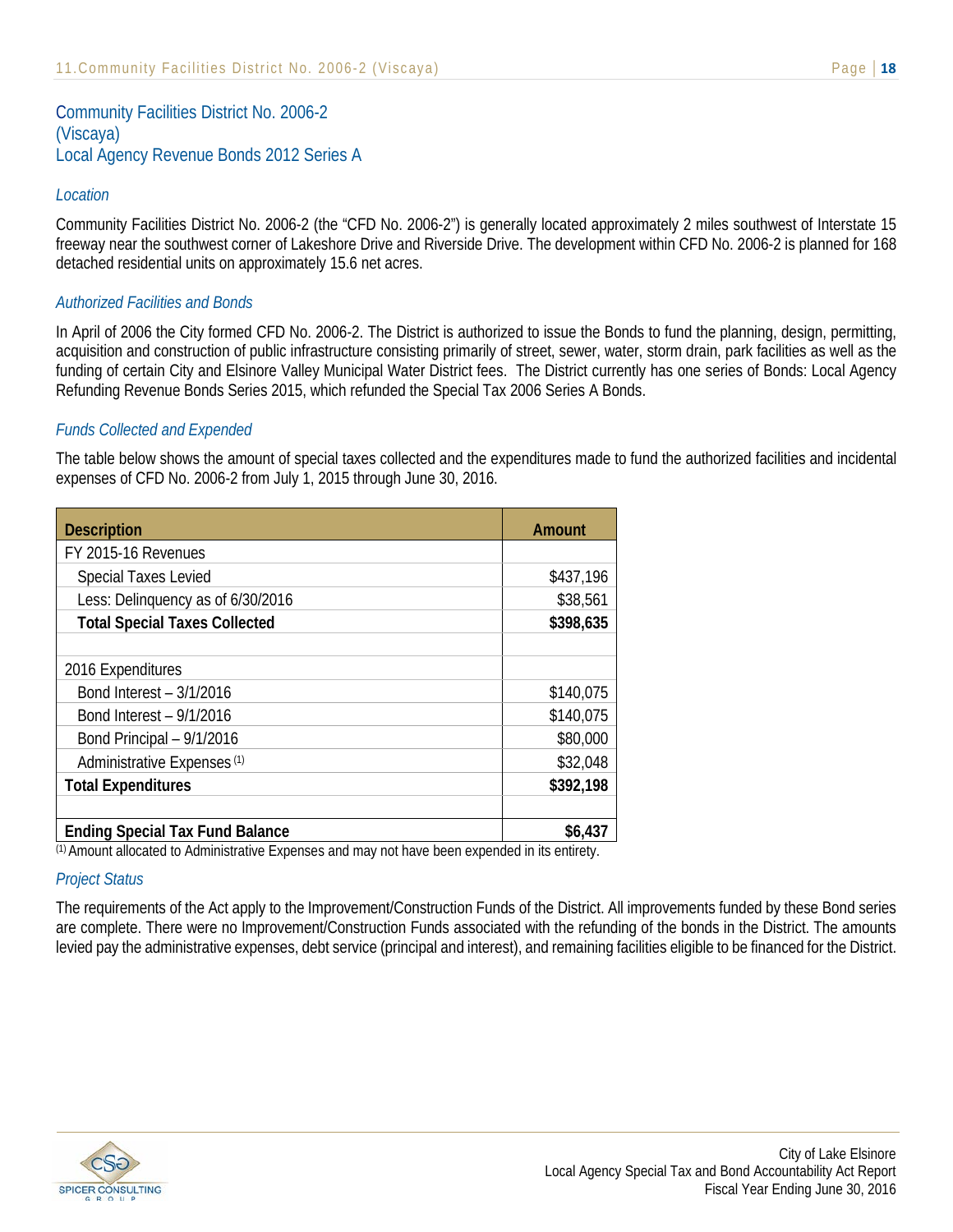## Community Facilities District No. 2006-2 (Viscaya) Local Agency Revenue Bonds 2012 Series A

### *Location*

Community Facilities District No. 2006-2 (the "CFD No. 2006-2") is generally located approximately 2 miles southwest of Interstate 15 freeway near the southwest corner of Lakeshore Drive and Riverside Drive. The development within CFD No. 2006-2 is planned for 168 detached residential units on approximately 15.6 net acres.

### *Authorized Facilities and Bonds*

In April of 2006 the City formed CFD No. 2006-2. The District is authorized to issue the Bonds to fund the planning, design, permitting, acquisition and construction of public infrastructure consisting primarily of street, sewer, water, storm drain, park facilities as well as the funding of certain City and Elsinore Valley Municipal Water District fees. The District currently has one series of Bonds: Local Agency Refunding Revenue Bonds Series 2015, which refunded the Special Tax 2006 Series A Bonds.

### *Funds Collected and Expended*

The table below shows the amount of special taxes collected and the expenditures made to fund the authorized facilities and incidental expenses of CFD No. 2006-2 from July 1, 2015 through June 30, 2016.

| Description | Amount |
|---|---|
| FY 2015-16 Revenues | |
| Special Taxes Levied | $437,196 |
| Less: Delinquency as of 6/30/2016 | $38,561 |
| **Total Special Taxes Collected** | **$398,635** |
| | |
| 2016 Expenditures | |
| Bond Interest – 3/1/2016 | $140,075 |
| Bond Interest – 9/1/2016 | $140,075 |
| Bond Principal – 9/1/2016 | $80,000 |
| Administrative Expenses (1) | $32,048 |
| **Total Expenditures** | **$392,198** |
| | |
| **Ending Special Tax Fund Balance** | **$6,437** |

(1) Amount allocated to Administrative Expenses and may not have been expended in its entirety.

### *Project Status*

The requirements of the Act apply to the Improvement/Construction Funds of the District. All improvements funded by these Bond series are complete. There were no Improvement/Construction Funds associated with the refunding of the bonds in the District. The amounts levied pay the administrative expenses, debt service (principal and interest), and remaining facilities eligible to be financed for the District.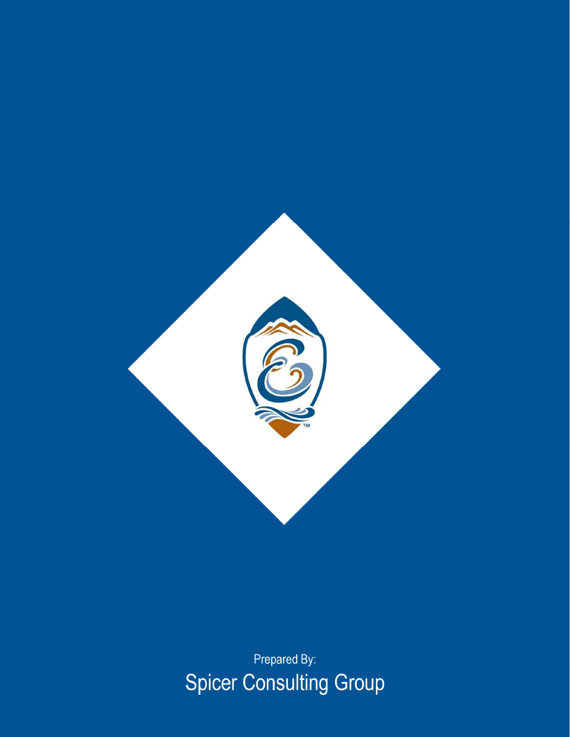Prepared By:

Spicer Consulting Group